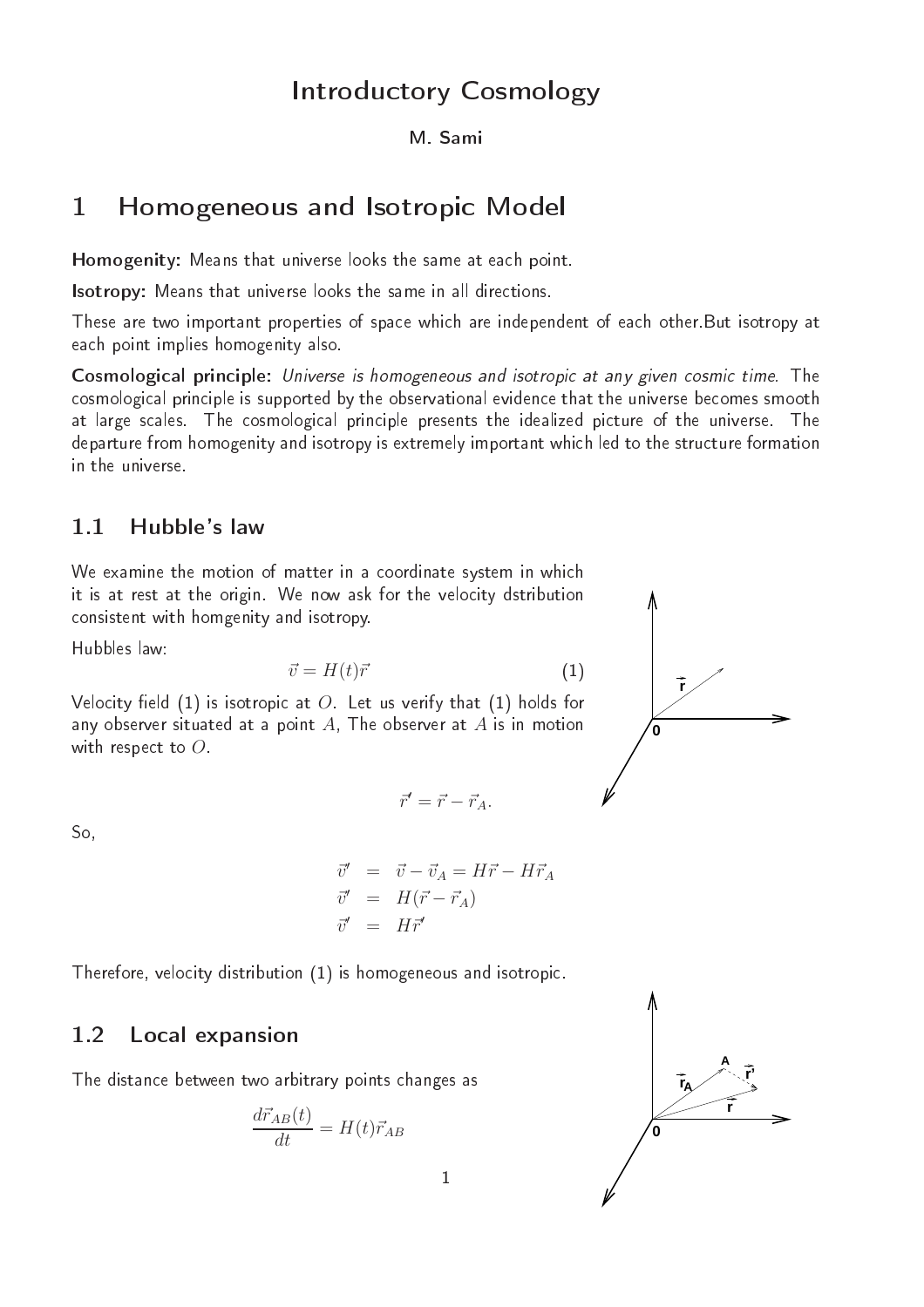# Introductory Cosmology

M. Sami

# 1 Homogeneous and Isotropic Model

**Homogenity:** Means that universe looks the same at each point.

**Isotropy:** Means that universe looks the same in all directions.

These are two important properties of space which are independent of each other.But isotropy at each point implies homogenity also.

**Cosmological principle:** *Universe is homogeneous and isotropic at any given cosmic time.* The cosmological principle is supported by the observational evidence that the universe becomes smooth at large scales. The cosmological principle presents the idealized picture of the universe. The departure from homogenity and isotropy is extremely important which led to the structure formation in the universe.

## 1.1 Hubble's law

We examine the motion of matter in a coordinate system in which it is at rest at the origin. We now ask for the velocity dstribution consistent with homgenity and isotropy.

Hubbles law:

$$\vec{v} = H(t)\vec{r} \tag{1}$$

Velocity field (1) is isotropic at $O$. Let us verify that (1) holds for any observer situated at a point $A$, The observer at $A$ is in motion with respect to $O$.

$$\vec{r}' = \vec{r} - \vec{r}_A.$$

So,

$$\begin{aligned}
\vec{v}' &= \vec{v} - \vec{v}_A = H\vec{r} - H\vec{r}_A \\
\vec{v}' &= H(\vec{r} - \vec{r}_A) \\
\vec{v}' &= H\vec{r}'
\end{aligned}$$

Therefore, velocity distribution (1) is homogeneous and isotropic.

## 1.2 Local expansion

The distance between two arbitrary points changes as

$$\frac{d\vec{r}_{AB}(t)}{dt} = H(t)\vec{r}_{AB}$$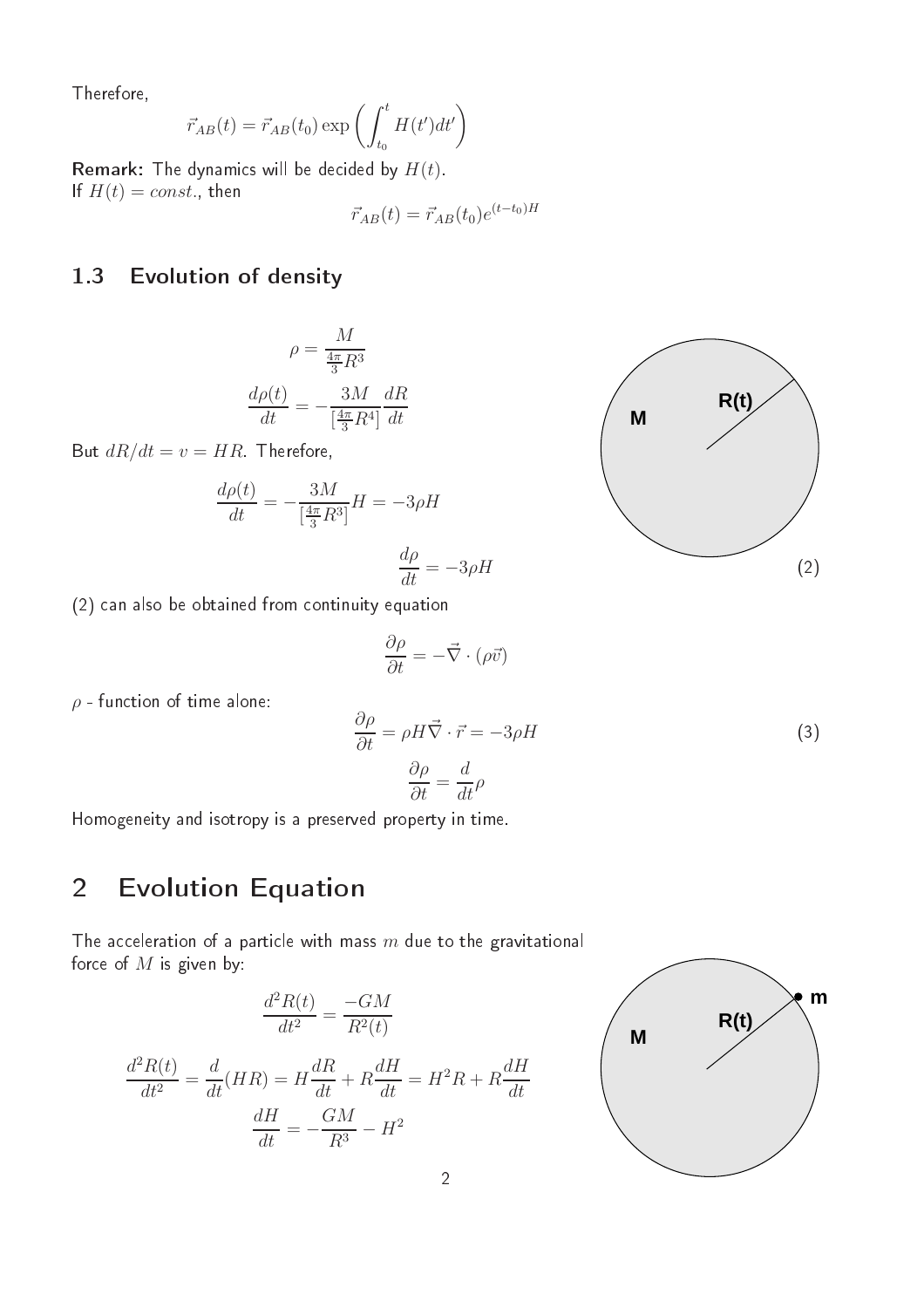Therefore,

$$\vec{r}_{AB}(t) = \vec{r}_{AB}(t_0) \exp\left(\int_{t_0}^{t} H(t')dt'\right)$$

**Remark:** The dynamics will be decided by $H(t)$.
If $H(t) = const.$, then

$$\vec{r}_{AB}(t) = \vec{r}_{AB}(t_0)e^{(t-t_0)H}$$

### 1.3 Evolution of density

$$\rho = \frac{M}{\frac{4\pi}{3}R^3}$$

$$\frac{d\rho(t)}{dt} = -\frac{3M}{[\frac{4\pi}{3}R^4]}\frac{dR}{dt}$$

But $dR/dt = v = HR$. Therefore,

$$\frac{d\rho(t)}{dt} = -\frac{3M}{[\frac{4\pi}{3}R^3]}H = -3\rho H$$

$$\frac{d\rho}{dt} = -3\rho H \tag{2}$$

(2) can also be obtained from continuity equation

$$\frac{\partial \rho}{\partial t} = -\vec{\nabla}\cdot(\rho\vec{v})$$

$\rho$ - function of time alone:

$$\frac{\partial \rho}{\partial t} = \rho H \vec{\nabla}\cdot\vec{r} = -3\rho H \tag{3}$$

$$\frac{\partial \rho}{\partial t} = \frac{d}{dt}\rho$$

Homogeneity and isotropy is a preserved property in time.

## 2 Evolution Equation

The acceleration of a particle with mass $m$ due to the gravitational force of $M$ is given by:

$$\frac{d^2R(t)}{dt^2} = \frac{-GM}{R^2(t)}$$

$$\frac{d^2R(t)}{dt^2} = \frac{d}{dt}(HR) = H\frac{dR}{dt} + R\frac{dH}{dt} = H^2R + R\frac{dH}{dt}$$

$$\frac{dH}{dt} = -\frac{GM}{R^3} - H^2$$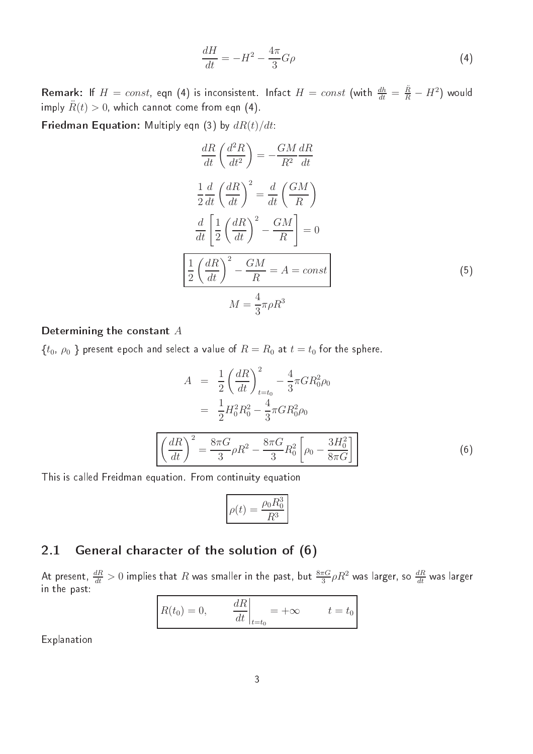$$\frac{dH}{dt} = -H^2 - \frac{4\pi}{3} G\rho \tag{4}$$

**Remark:** If $H = const$, eqn (4) is inconsistent. Infact $H = const$ (with $\frac{dh}{dt} = \frac{\ddot{R}}{R} - H^2$) would imply $\ddot{R}(t) > 0$, which cannot come from eqn (4).

**Friedman Equation:** Multiply eqn (3) by $dR(t)/dt$:

$$\frac{dR}{dt}\left(\frac{d^2R}{dt^2}\right) = -\frac{GM}{R^2}\frac{dR}{dt}$$

$$\frac{1}{2}\frac{d}{dt}\left(\frac{dR}{dt}\right)^2 = \frac{d}{dt}\left(\frac{GM}{R}\right)$$

$$\frac{d}{dt}\left[\frac{1}{2}\left(\frac{dR}{dt}\right)^2 - \frac{GM}{R}\right] = 0$$

$$\boxed{\frac{1}{2}\left(\frac{dR}{dt}\right)^2 - \frac{GM}{R} = A = const} \tag{5}$$

$$M = \frac{4}{3}\pi\rho R^3$$

**Determining the constant** $A$

$\{t_0, \rho_0\}$ present epoch and select a value of $R = R_0$ at $t = t_0$ for the sphere.

$$\begin{aligned} A &= \frac{1}{2}\left(\frac{dR}{dt}\right)^2_{t=t_0} - \frac{4}{3}\pi G R_0^2 \rho_0 \\ &= \frac{1}{2}H_0^2 R_0^2 - \frac{4}{3}\pi G R_0^2 \rho_0 \end{aligned}$$

$$\boxed{\left(\frac{dR}{dt}\right)^2 = \frac{8\pi G}{3}\rho R^2 - \frac{8\pi G}{3}R_0^2\left[\rho_0 - \frac{3H_0^2}{8\pi G}\right]} \tag{6}$$

This is called Freidman equation. From continuity equation

$$\boxed{\rho(t) = \frac{\rho_0 R_0^3}{R^3}}$$

## 2.1 General character of the solution of (6)

At present, $\frac{dR}{dt} > 0$ implies that $R$ was smaller in the past, but $\frac{8\pi G}{3}\rho R^2$ was larger, so $\frac{dR}{dt}$ was larger in the past:

$$\boxed{R(t_0) = 0, \qquad \left.\frac{dR}{dt}\right|_{t=t_0} = +\infty \qquad t = t_0}$$

Explanation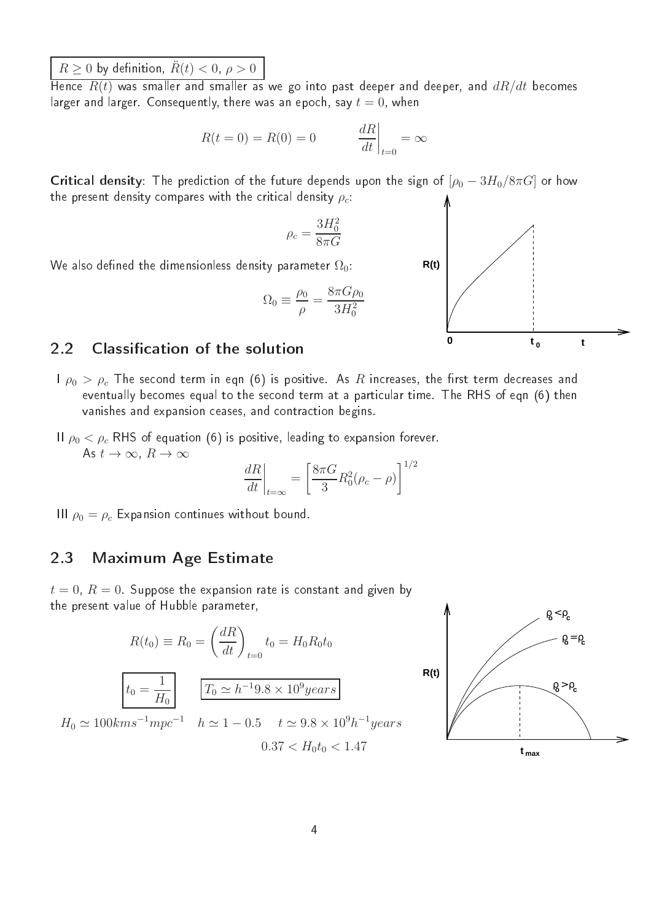$R \geq 0$ by definition, $\ddot{R}(t) < 0$, $\rho > 0$

Hence $R(t)$ was smaller and smaller as we go into past deeper and deeper, and $dR/dt$ becomes larger and larger. Consequently, there was an epoch, say $t = 0$, when

$$R(t=0) = R(0) = 0 \qquad \left.\frac{dR}{dt}\right|_{t=0} = \infty$$

**Critical density**: The prediction of the future depends upon the sign of $[\rho_0 - 3H_0/8\pi G]$ or how the present density compares with the critical density $\rho_c$:

$$\rho_c = \frac{3H_0^2}{8\pi G}$$

We also defined the dimensionless density parameter $\Omega_0$:

$$\Omega_0 \equiv \frac{\rho_0}{\rho} = \frac{8\pi G \rho_0}{3H_0^2}$$

## 2.2 Classification of the solution

I $\rho_0 > \rho_c$ The second term in eqn (6) is positive. As $R$ increases, the first term decreases and eventually becomes equal to the second term at a particular time. The RHS of eqn (6) then vanishes and expansion ceases, and contraction begins.

II $\rho_0 < \rho_c$ RHS of equation (6) is positive, leading to expansion forever.
As $t \to \infty$, $R \to \infty$

$$\left.\frac{dR}{dt}\right|_{t=\infty} = \left[\frac{8\pi G}{3} R_0^2 (\rho_c - \rho)\right]^{1/2}$$

III $\rho_0 = \rho_c$ Expansion continues without bound.

## 2.3 Maximum Age Estimate

$t = 0$, $R = 0$. Suppose the expansion rate is constant and given by the present value of Hubble parameter,

$$R(t_0) \equiv R_0 = \left(\frac{dR}{dt}\right)_{t=0} t_0 = H_0 R_0 t_0$$

$$t_0 = \frac{1}{H_0} \qquad T_0 \simeq h^{-1} 9.8 \times 10^9 years$$

$H_0 \simeq 100 kms^{-1} mpc^{-1}$ $\quad h \simeq 1 - 0.5 \quad t \simeq 9.8 \times 10^9 h^{-1} years$

$$0.37 < H_0 t_0 < 1.47$$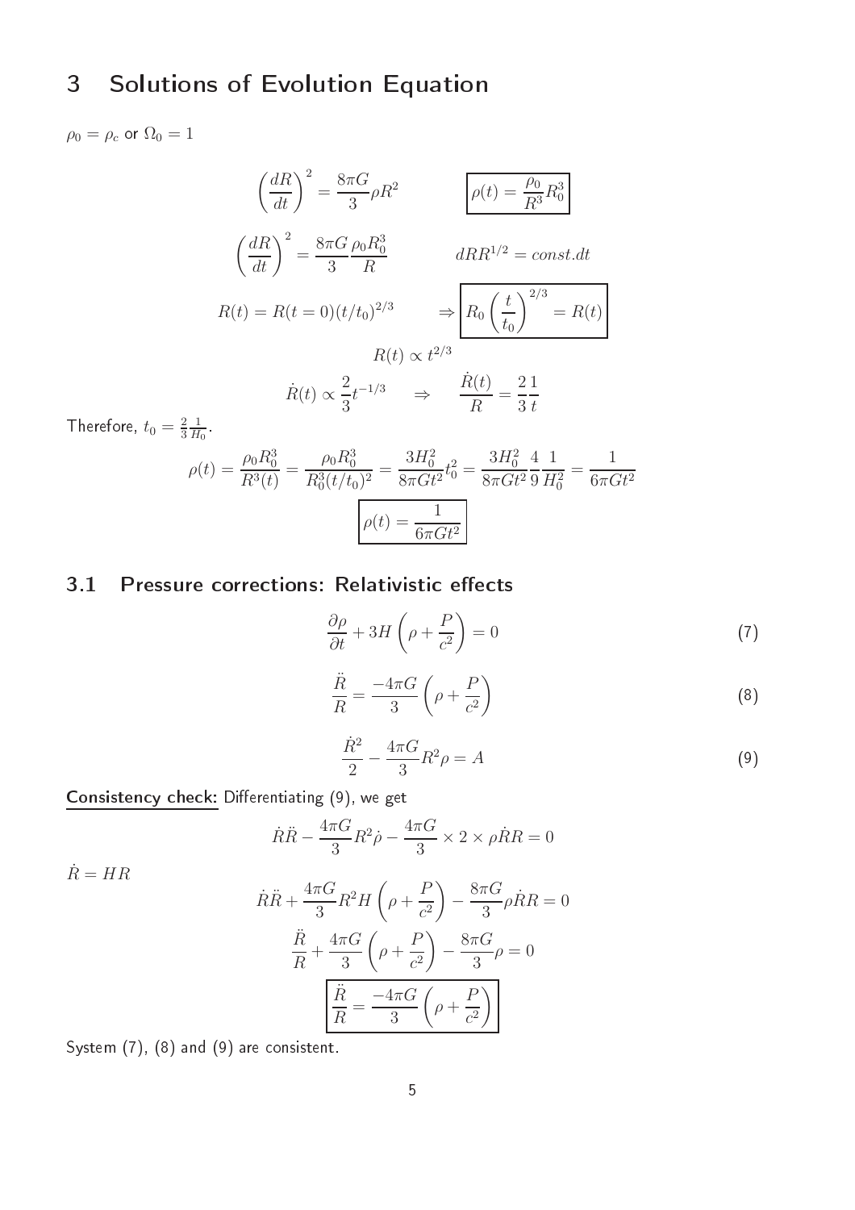# 3 Solutions of Evolution Equation

$\rho_0 = \rho_c$ or $\Omega_0 = 1$

$$\left(\frac{dR}{dt}\right)^2 = \frac{8\pi G}{3}\rho R^2 \qquad \boxed{\rho(t) = \frac{\rho_0}{R^3}R_0^3}$$

$$\left(\frac{dR}{dt}\right)^2 = \frac{8\pi G}{3}\frac{\rho_0 R_0^3}{R} \qquad dRR^{1/2} = const.dt$$

$$R(t) = R(t=0)(t/t_0)^{2/3} \qquad \Rightarrow \boxed{R_0\left(\frac{t}{t_0}\right)^{2/3} = R(t)}$$

$$R(t) \propto t^{2/3}$$

$$\dot{R}(t) \propto \frac{2}{3}t^{-1/3} \qquad \Rightarrow \qquad \frac{\dot{R}(t)}{R} = \frac{2}{3}\frac{1}{t}$$

Therefore, $t_0 = \frac{2}{3}\frac{1}{H_0}$.

$$\rho(t) = \frac{\rho_0 R_0^3}{R^3(t)} = \frac{\rho_0 R_0^3}{R_0^3(t/t_0)^2} = \frac{3H_0^2}{8\pi G t^2}t_0^2 = \frac{3H_0^2}{8\pi G t^2}\frac{4}{9}\frac{1}{H_0^2} = \frac{1}{6\pi G t^2}$$

$$\boxed{\rho(t) = \frac{1}{6\pi G t^2}}$$

## 3.1 Pressure corrections: Relativistic effects

$$\frac{\partial \rho}{\partial t} + 3H\left(\rho + \frac{P}{c^2}\right) = 0 \tag{7}$$

$$\frac{\ddot{R}}{R} = \frac{-4\pi G}{3}\left(\rho + \frac{P}{c^2}\right) \tag{8}$$

$$\frac{\dot{R}^2}{2} - \frac{4\pi G}{3}R^2\rho = A \tag{9}$$

<u>**Consistency check:**</u> Differentiating (9), we get

$$\dot{R}\ddot{R} - \frac{4\pi G}{3}R^2\dot{\rho} - \frac{4\pi G}{3} \times 2 \times \rho\dot{R}R = 0$$

$\dot{R} = HR$

$$\dot{R}\ddot{R} + \frac{4\pi G}{3}R^2 H\left(\rho + \frac{P}{c^2}\right) - \frac{8\pi G}{3}\rho\dot{R}R = 0$$

$$\frac{\ddot{R}}{R} + \frac{4\pi G}{3}\left(\rho + \frac{P}{c^2}\right) - \frac{8\pi G}{3}\rho = 0$$

$$\boxed{\frac{\ddot{R}}{R} = \frac{-4\pi G}{3}\left(\rho + \frac{P}{c^2}\right)}$$

System (7), (8) and (9) are consistent.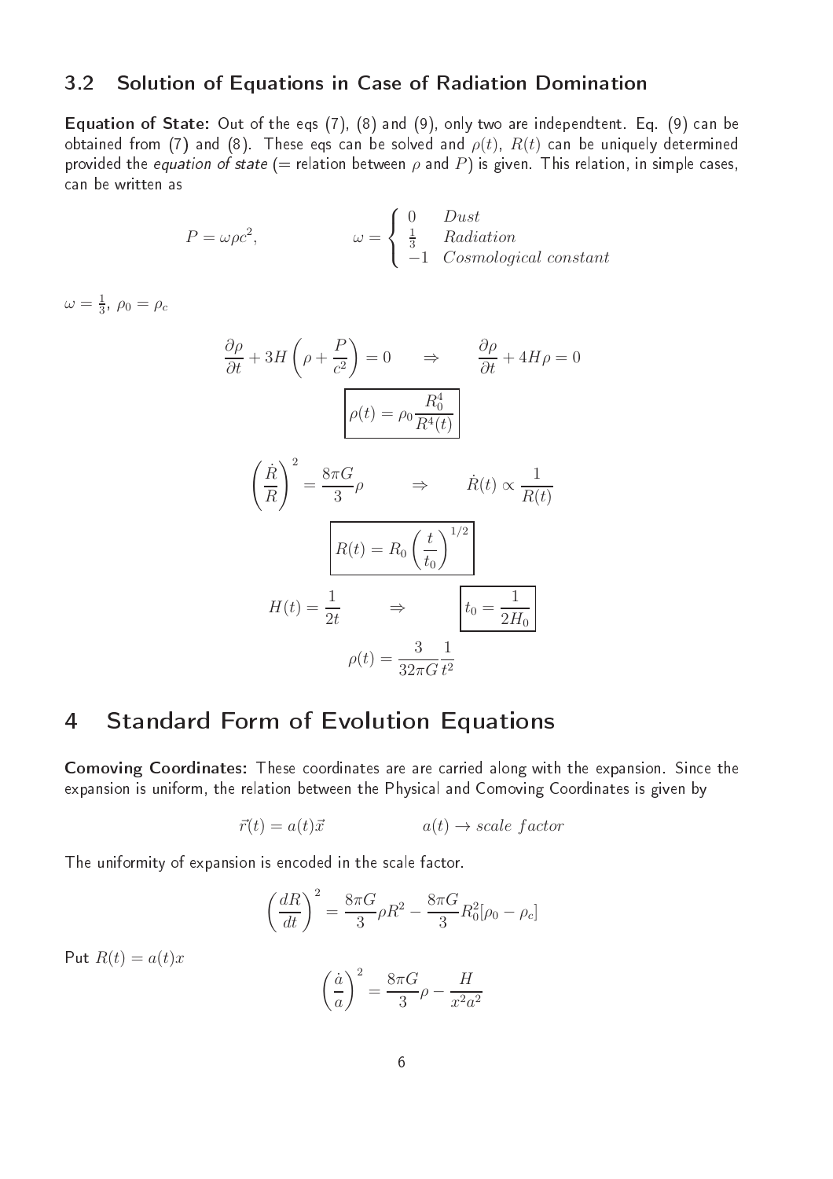### 3.2 Solution of Equations in Case of Radiation Domination

**Equation of State:** Out of the eqs (7), (8) and (9), only two are independtent. Eq. (9) can be obtained from (7) and (8). These eqs can be solved and $\rho(t)$, $R(t)$ can be uniquely determined provided the *equation of state* (= relation between $\rho$ and $P$) is given. This relation, in simple cases, can be written as

$$P = \omega \rho c^2, \qquad \qquad \omega = \begin{cases} 0 & Dust \\ \frac{1}{3} & Radiation \\ -1 & Cosmological\ constant \end{cases}$$

$\omega = \frac{1}{3}$, $\rho_0 = \rho_c$

$$\frac{\partial \rho}{\partial t} + 3H\left(\rho + \frac{P}{c^2}\right) = 0 \qquad \Rightarrow \qquad \frac{\partial \rho}{\partial t} + 4H\rho = 0$$

$$\boxed{\rho(t) = \rho_0 \frac{R_0^4}{R^4(t)}}$$

$$\left(\frac{\dot{R}}{R}\right)^2 = \frac{8\pi G}{3}\rho \qquad \Rightarrow \qquad \dot{R}(t) \propto \frac{1}{R(t)}$$

$$\boxed{R(t) = R_0 \left(\frac{t}{t_0}\right)^{1/2}}$$

$$H(t) = \frac{1}{2t} \qquad \Rightarrow \qquad \boxed{t_0 = \frac{1}{2H_0}}$$

$$\rho(t) = \frac{3}{32\pi G}\frac{1}{t^2}$$

# 4 Standard Form of Evolution Equations

**Comoving Coordinates:** These coordinates are are carried along with the expansion. Since the expansion is uniform, the relation between the Physical and Comoving Coordinates is given by

$$\vec{r}(t) = a(t)\vec{x} \qquad \qquad a(t) \rightarrow scale\ factor$$

The uniformity of expansion is encoded in the scale factor.

$$\left(\frac{dR}{dt}\right)^2 = \frac{8\pi G}{3}\rho R^2 - \frac{8\pi G}{3}R_0^2[\rho_0 - \rho_c]$$

Put $R(t) = a(t)x$

$$\left(\frac{\dot{a}}{a}\right)^2 = \frac{8\pi G}{3}\rho - \frac{H}{x^2 a^2}$$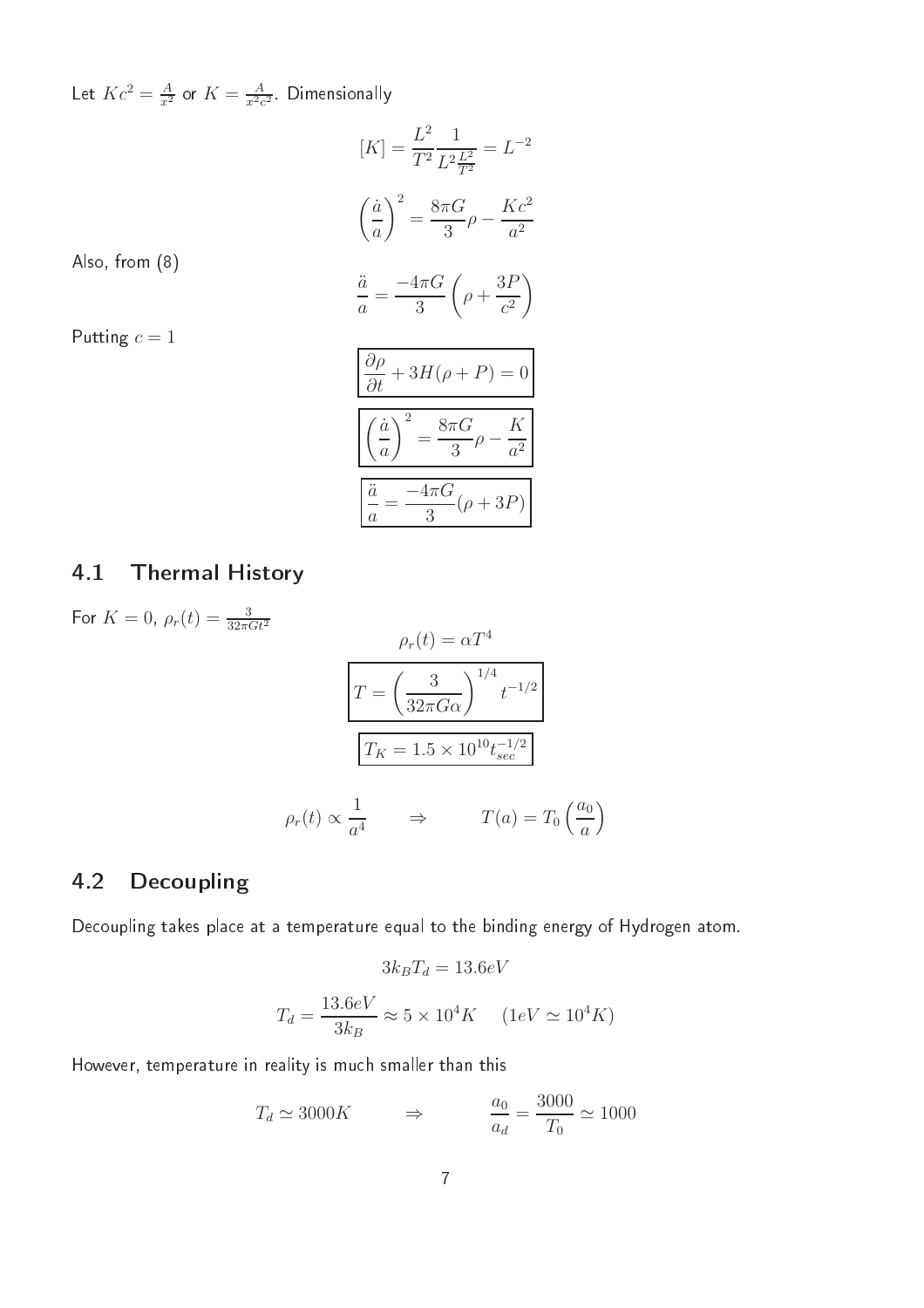Let $Kc^2 = \frac{A}{x^2}$ or $K = \frac{A}{x^2 c^2}$. Dimensionally

$$[K] = \frac{L^2}{T^2} \frac{1}{L^2 \frac{L^2}{T^2}} = L^{-2}$$

$$\left(\frac{\dot{a}}{a}\right)^2 = \frac{8\pi G}{3}\rho - \frac{Kc^2}{a^2}$$

Also, from (8)

$$\frac{\ddot{a}}{a} = \frac{-4\pi G}{3}\left(\rho + \frac{3P}{c^2}\right)$$

Putting $c = 1$

$$\boxed{\frac{\partial \rho}{\partial t} + 3H(\rho + P) = 0}$$

$$\boxed{\left(\frac{\dot{a}}{a}\right)^2 = \frac{8\pi G}{3}\rho - \frac{K}{a^2}}$$

$$\boxed{\frac{\ddot{a}}{a} = \frac{-4\pi G}{3}(\rho + 3P)}$$

## 4.1 Thermal History

For $K = 0$, $\rho_r(t) = \frac{3}{32\pi G t^2}$

$$\rho_r(t) = \alpha T^4$$

$$\boxed{T = \left(\frac{3}{32\pi G\alpha}\right)^{1/4} t^{-1/2}}$$

$$\boxed{T_K = 1.5 \times 10^{10} t_{sec}^{-1/2}}$$

$$\rho_r(t) \propto \frac{1}{a^4} \qquad \Rightarrow \qquad T(a) = T_0\left(\frac{a_0}{a}\right)$$

## 4.2 Decoupling

Decoupling takes place at a temperature equal to the binding energy of Hydrogen atom.

$$3k_B T_d = 13.6eV$$

$$T_d = \frac{13.6eV}{3k_B} \approx 5 \times 10^4 K \quad (1eV \simeq 10^4 K)$$

However, temperature in reality is much smaller than this

$$T_d \simeq 3000K \qquad \Rightarrow \qquad \frac{a_0}{a_d} = \frac{3000}{T_0} \simeq 1000$$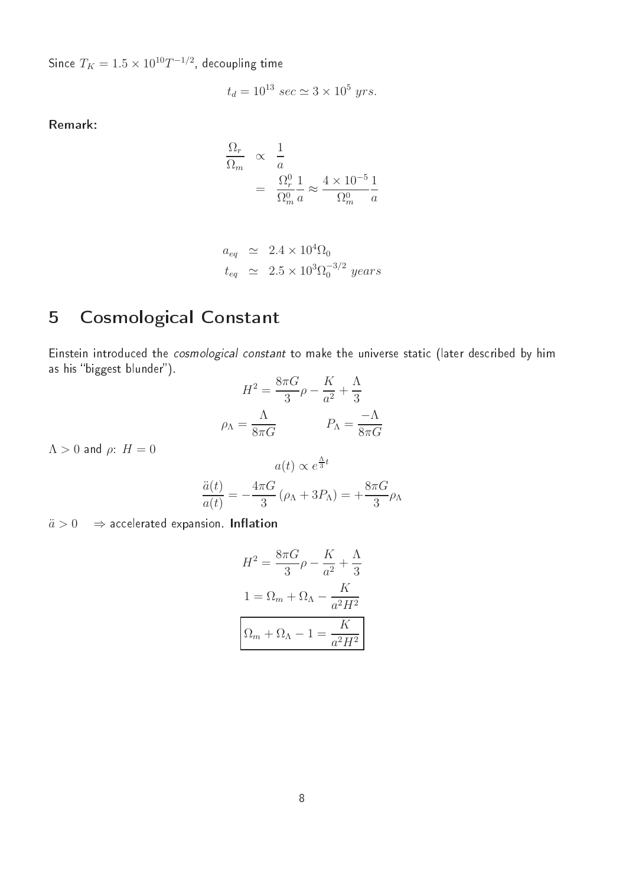Since $T_K = 1.5 \times 10^{10} T^{-1/2}$, decoupling time

$$t_d = 10^{13} \ sec \simeq 3 \times 10^5 \ yrs.$$

**Remark:**

$$\begin{aligned} \frac{\Omega_r}{\Omega_m} &\propto \frac{1}{a} \\ &= \frac{\Omega_r^0}{\Omega_m^0} \frac{1}{a} \approx \frac{4 \times 10^{-5}}{\Omega_m^0} \frac{1}{a} \end{aligned}$$

$$\begin{aligned} a_{eq} &\simeq 2.4 \times 10^4 \Omega_0 \\ t_{eq} &\simeq 2.5 \times 10^3 \Omega_0^{-3/2} \ years \end{aligned}$$

# 5 Cosmological Constant

Einstein introduced the *cosmological constant* to make the universe static (later described by him as his "biggest blunder").

$$H^2 = \frac{8\pi G}{3}\rho - \frac{K}{a^2} + \frac{\Lambda}{3}$$

$$\rho_\Lambda = \frac{\Lambda}{8\pi G} \qquad\qquad P_\Lambda = \frac{-\Lambda}{8\pi G}$$

$\Lambda > 0$ and $\rho$: $H = 0$

$$a(t) \propto e^{\frac{\Lambda}{3}t}$$

$$\frac{\ddot{a}(t)}{a(t)} = -\frac{4\pi G}{3}\left(\rho_\Lambda + 3P_\Lambda\right) = +\frac{8\pi G}{3}\rho_\Lambda$$

$\ddot{a} > 0 \quad \Rightarrow$ accelerated expansion. **Inflation**

$$H^2 = \frac{8\pi G}{3}\rho - \frac{K}{a^2} + \frac{\Lambda}{3}$$

$$1 = \Omega_m + \Omega_\Lambda - \frac{K}{a^2 H^2}$$

$$\boxed{\Omega_m + \Omega_\Lambda - 1 = \frac{K}{a^2 H^2}}$$